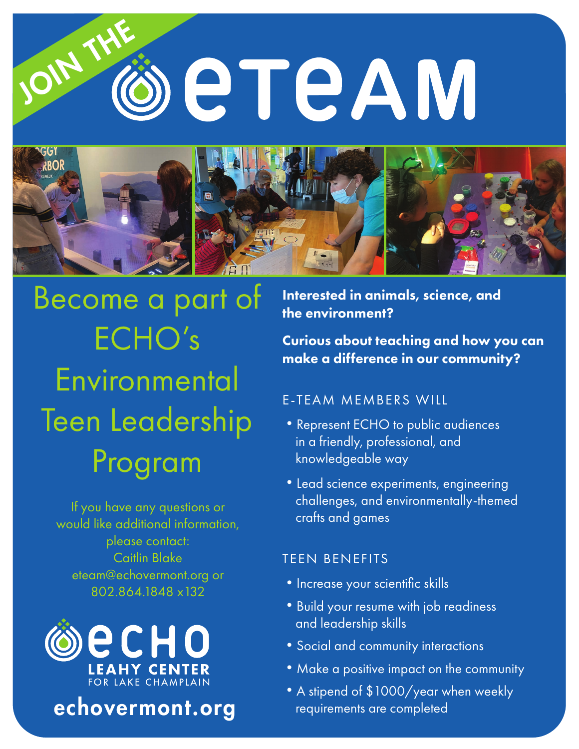# JOIN THE eTEAM

## Become a part of ECHO's Environmental Teen Leadership Program

If you have any questions or would like additional information, please contact:
Caitlin Blake
eteam@echovermont.org or
802.864.1848 x132

**ECHO**
**LEAHY CENTER**
FOR LAKE CHAMPLAIN

**echovermont.org**

**Interested in animals, science, and the environment?**

**Curious about teaching and how you can make a difference in our community?**

### E-TEAM MEMBERS WILL

- Represent ECHO to public audiences in a friendly, professional, and knowledgeable way
- Lead science experiments, engineering challenges, and environmentally-themed crafts and games

### TEEN BENEFITS

- Increase your scientific skills
- Build your resume with job readiness and leadership skills
- Social and community interactions
- Make a positive impact on the community
- A stipend of $1000/year when weekly requirements are completed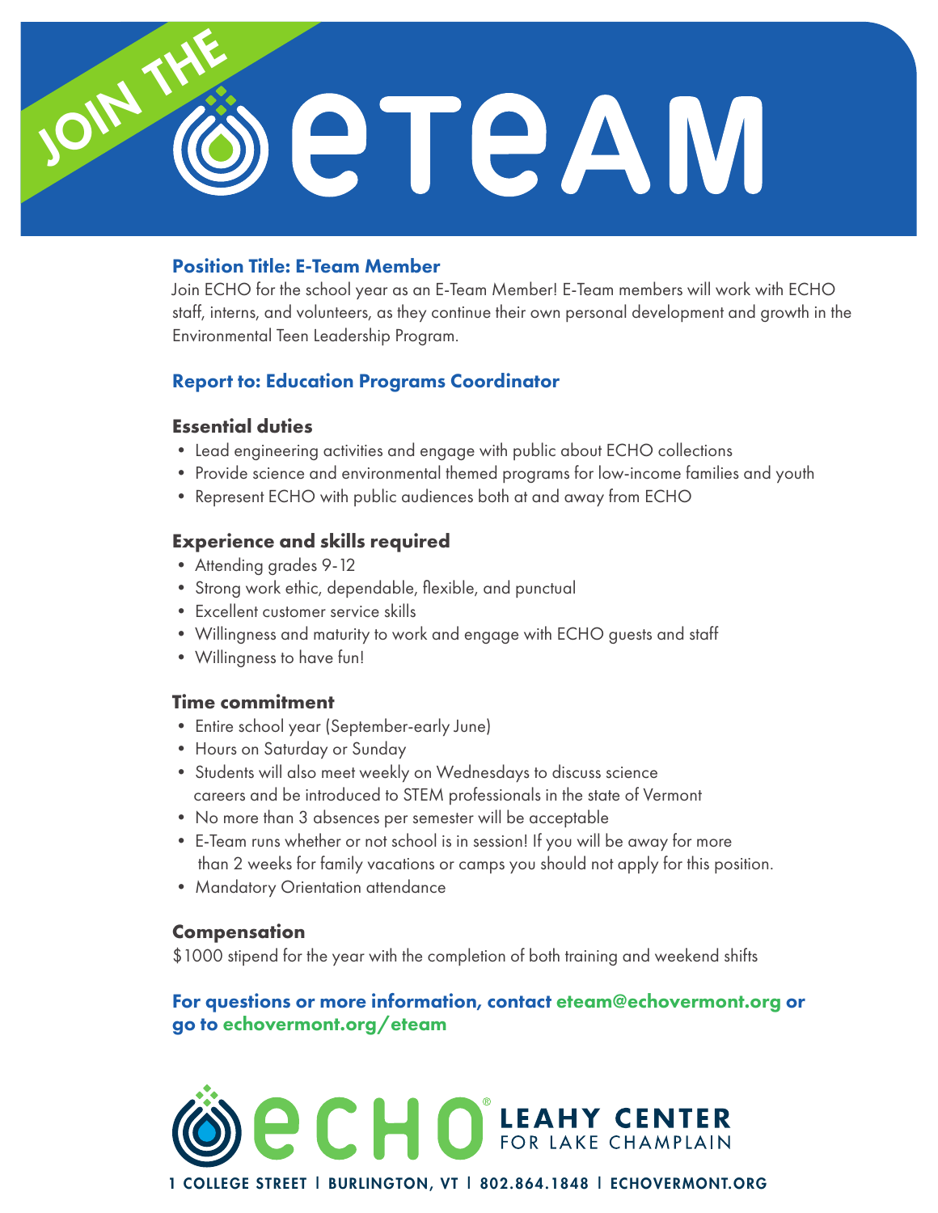# JOIN THE eTEAM

### Position Title: E-Team Member

Join ECHO for the school year as an E-Team Member! E-Team members will work with ECHO staff, interns, and volunteers, as they continue their own personal development and growth in the Environmental Teen Leadership Program.

### Report to: Education Programs Coordinator

**Essential duties**

- Lead engineering activities and engage with public about ECHO collections
- Provide science and environmental themed programs for low-income families and youth
- Represent ECHO with public audiences both at and away from ECHO

**Experience and skills required**

- Attending grades 9-12
- Strong work ethic, dependable, flexible, and punctual
- Excellent customer service skills
- Willingness and maturity to work and engage with ECHO guests and staff
- Willingness to have fun!

**Time commitment**

- Entire school year (September-early June)
- Hours on Saturday or Sunday
- Students will also meet weekly on Wednesdays to discuss science careers and be introduced to STEM professionals in the state of Vermont
- No more than 3 absences per semester will be acceptable
- E-Team runs whether or not school is in session! If you will be away for more than 2 weeks for family vacations or camps you should not apply for this position.
- Mandatory Orientation attendance

**Compensation**

$1000 stipend for the year with the completion of both training and weekend shifts

**For questions or more information, contact eteam@echovermont.org or go to echovermont.org/eteam**

ECHO® LEAHY CENTER FOR LAKE CHAMPLAIN

1 COLLEGE STREET | BURLINGTON, VT | 802.864.1848 | ECHOVERMONT.ORG